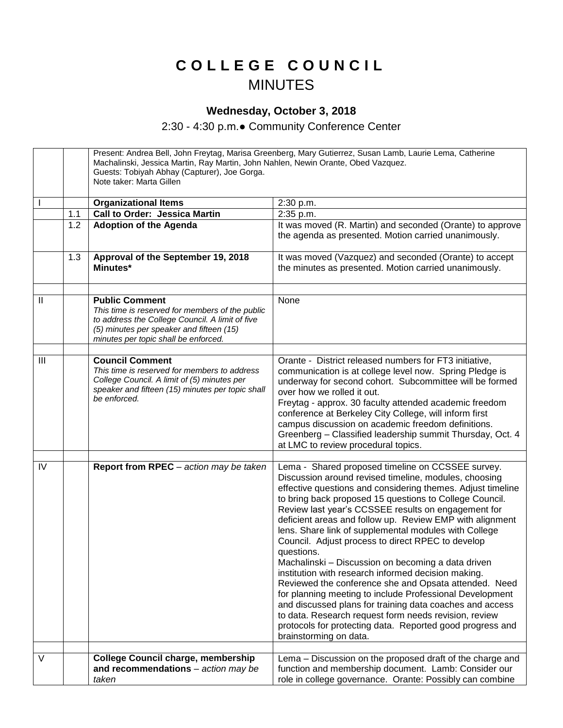# C O L L E G E   C O U N C I L
## MINUTES

### Wednesday, October 3, 2018

2:30 - 4:30 p.m.● Community Conference Center

| | | | |
|---|---|---|---|
| | | Present: Andrea Bell, John Freytag, Marisa Greenberg, Mary Gutierrez, Susan Lamb, Laurie Lema, Catherine Machalinski, Jessica Martin, Ray Martin, John Nahlen, Newin Orante, Obed Vazquez.<br>Guests: Tobiyah Abhay (Capturer), Joe Gorga.<br>Note taker: Marta Gillen | |
| I | | **Organizational Items** | 2:30 p.m. |
| | 1.1 | **Call to Order: Jessica Martin** | 2:35 p.m. |
| | 1.2 | **Adoption of the Agenda** | It was moved (R. Martin) and seconded (Orante) to approve the agenda as presented. Motion carried unanimously. |
| | 1.3 | **Approval of the September 19, 2018 Minutes*** | It was moved (Vazquez) and seconded (Orante) to accept the minutes as presented. Motion carried unanimously. |
| | | | |
| II | | **Public Comment**<br>*This time is reserved for members of the public to address the College Council. A limit of five (5) minutes per speaker and fifteen (15) minutes per topic shall be enforced.* | None |
| | | | |
| III | | **Council Comment**<br>*This time is reserved for members to address College Council. A limit of (5) minutes per speaker and fifteen (15) minutes per topic shall be enforced.* | Orante - District released numbers for FT3 initiative, communication is at college level now. Spring Pledge is underway for second cohort. Subcommittee will be formed over how we rolled it out.<br>Freytag - approx. 30 faculty attended academic freedom conference at Berkeley City College, will inform first campus discussion on academic freedom definitions.<br>Greenberg – Classified leadership summit Thursday, Oct. 4 at LMC to review procedural topics. |
| | | | |
| IV | | **Report from RPEC** – *action may be taken* | Lema - Shared proposed timeline on CCSSEE survey. Discussion around revised timeline, modules, choosing effective questions and considering themes. Adjust timeline to bring back proposed 15 questions to College Council. Review last year's CCSSEE results on engagement for deficient areas and follow up. Review EMP with alignment lens. Share link of supplemental modules with College Council. Adjust process to direct RPEC to develop questions.<br>Machalinski – Discussion on becoming a data driven institution with research informed decision making. Reviewed the conference she and Opsata attended. Need for planning meeting to include Professional Development and discussed plans for training data coaches and access to data. Research request form needs revision, review protocols for protecting data. Reported good progress and brainstorming on data. |
| | | | |
| V | | **College Council charge, membership and recommendations** – *action may be taken* | Lema – Discussion on the proposed draft of the charge and function and membership document. Lamb: Consider our role in college governance. Orante: Possibly can combine |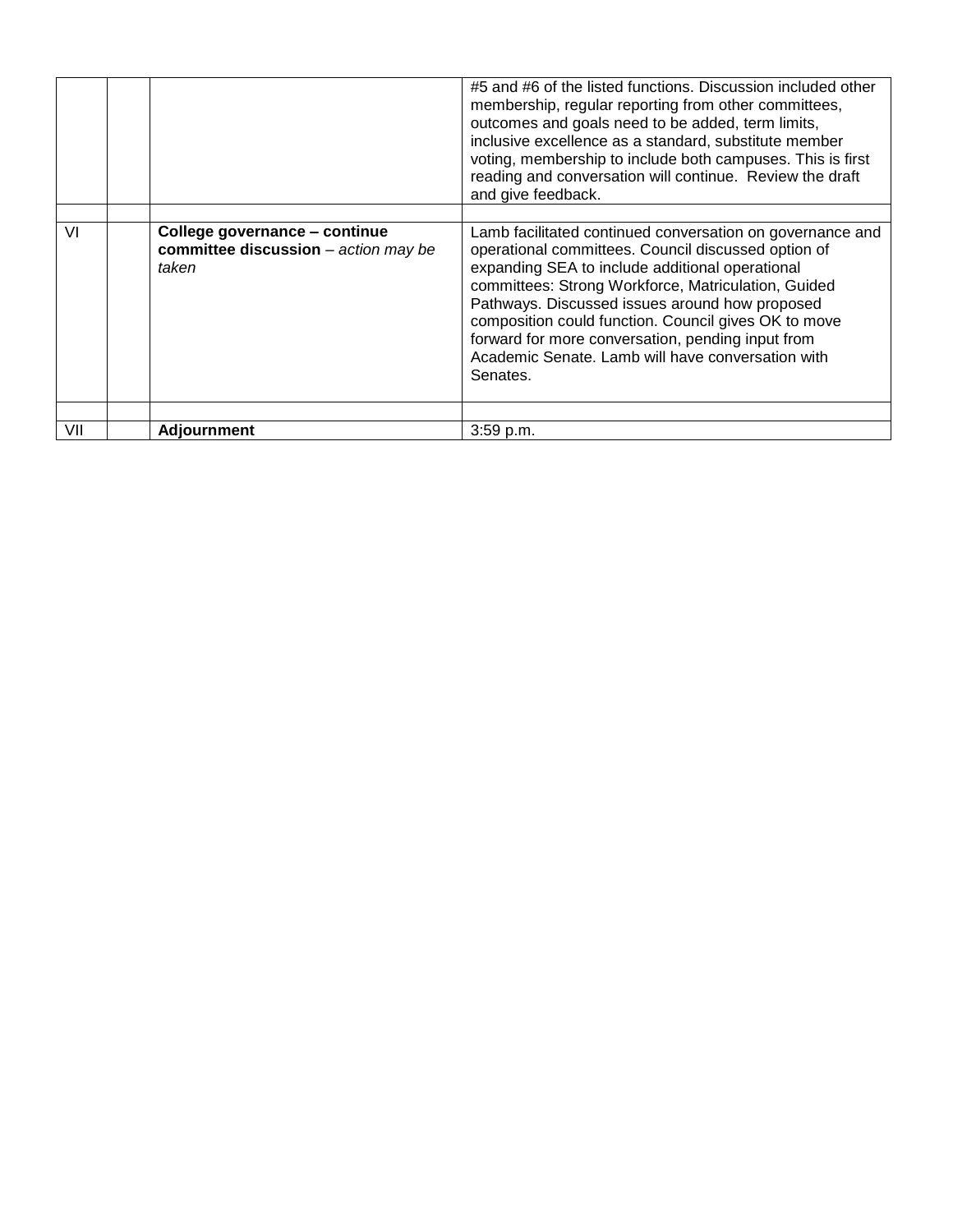| | | | |
|---|---|---|---|
| | | | #5 and #6 of the listed functions. Discussion included other membership, regular reporting from other committees, outcomes and goals need to be added, term limits, inclusive excellence as a standard, substitute member voting, membership to include both campuses. This is first reading and conversation will continue. Review the draft and give feedback. |
| | | | |
| VI | | **College governance – continue committee discussion** – *action may be taken* | Lamb facilitated continued conversation on governance and operational committees. Council discussed option of expanding SEA to include additional operational committees: Strong Workforce, Matriculation, Guided Pathways. Discussed issues around how proposed composition could function. Council gives OK to move forward for more conversation, pending input from Academic Senate. Lamb will have conversation with Senates. |
| | | | |
| VII | | **Adjournment** | 3:59 p.m. |